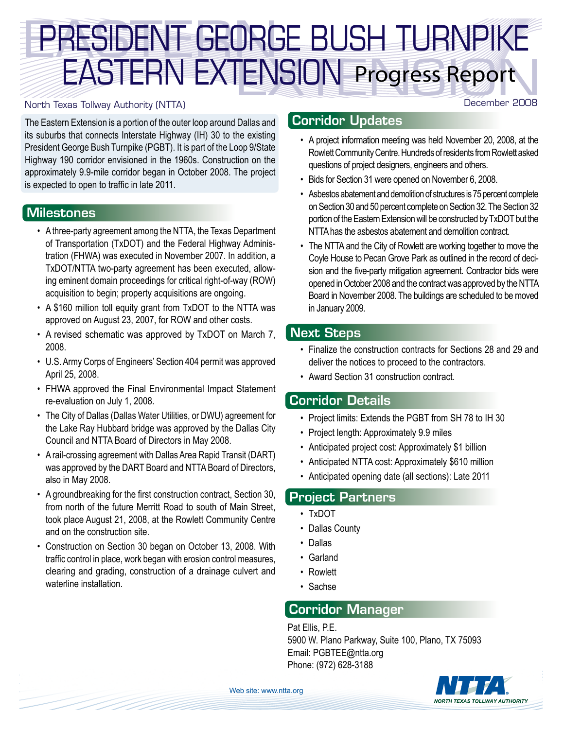# PRESIDENT GEORGE BUSH TURNPIKE EASTERN EXTENSION Progress Report

North Texas Tollway Authority (NTTA)

December 2008

The Eastern Extension is a portion of the outer loop around Dallas and its suburbs that connects Interstate Highway (IH) 30 to the existing President George Bush Turnpike (PGBT). It is part of the Loop 9/State Highway 190 corridor envisioned in the 1960s. Construction on the approximately 9.9-mile corridor began in October 2008. The project is expected to open to traffic in late 2011.

## Milestones

- A three-party agreement among the NTTA, the Texas Department of Transportation (TxDOT) and the Federal Highway Administration (FHWA) was executed in November 2007. In addition, a TxDOT/NTTA two-party agreement has been executed, allowing eminent domain proceedings for critical right-of-way (ROW) acquisition to begin; property acquisitions are ongoing.
- A $160 million toll equity grant from TxDOT to the NTTA was approved on August 23, 2007, for ROW and other costs.
- A revised schematic was approved by TxDOT on March 7, 2008.
- U.S. Army Corps of Engineers' Section 404 permit was approved April 25, 2008.
- FHWA approved the Final Environmental Impact Statement re-evaluation on July 1, 2008.
- The City of Dallas (Dallas Water Utilities, or DWU) agreement for the Lake Ray Hubbard bridge was approved by the Dallas City Council and NTTA Board of Directors in May 2008.
- A rail-crossing agreement with Dallas Area Rapid Transit (DART) was approved by the DART Board and NTTA Board of Directors, also in May 2008.
- A groundbreaking for the first construction contract, Section 30, from north of the future Merritt Road to south of Main Street, took place August 21, 2008, at the Rowlett Community Centre and on the construction site.
- Construction on Section 30 began on October 13, 2008. With traffic control in place, work began with erosion control measures, clearing and grading, construction of a drainage culvert and waterline installation.

## Corridor Updates

- A project information meeting was held November 20, 2008, at the Rowlett Community Centre. Hundreds of residents from Rowlett asked questions of project designers, engineers and others.
- Bids for Section 31 were opened on November 6, 2008.
- Asbestos abatement and demolition of structures is 75 percent complete on Section 30 and 50 percent complete on Section 32. The Section 32 portion of the Eastern Extension will be constructed by TxDOT but the NTTA has the asbestos abatement and demolition contract.
- The NTTA and the City of Rowlett are working together to move the Coyle House to Pecan Grove Park as outlined in the record of decision and the five-party mitigation agreement. Contractor bids were opened in October 2008 and the contract was approved by the NTTA Board in November 2008. The buildings are scheduled to be moved in January 2009.

## Next Steps

- Finalize the construction contracts for Sections 28 and 29 and deliver the notices to proceed to the contractors.
- Award Section 31 construction contract.

## Corridor Details

- Project limits: Extends the PGBT from SH 78 to IH 30
- Project length: Approximately 9.9 miles
- Anticipated project cost: Approximately $1 billion
- Anticipated NTTA cost: Approximately $610 million
- Anticipated opening date (all sections): Late 2011

## Project Partners

- TxDOT
- Dallas County
- Dallas
- Garland
- Rowlett
- Sachse

## Corridor Manager

Pat Ellis, P.E.
5900 W. Plano Parkway, Suite 100, Plano, TX 75093
Email: PGBTEE@ntta.org
Phone: (972) 628-3188

Web site: www.ntta.org

NTTA NORTH TEXAS TOLLWAY AUTHORITY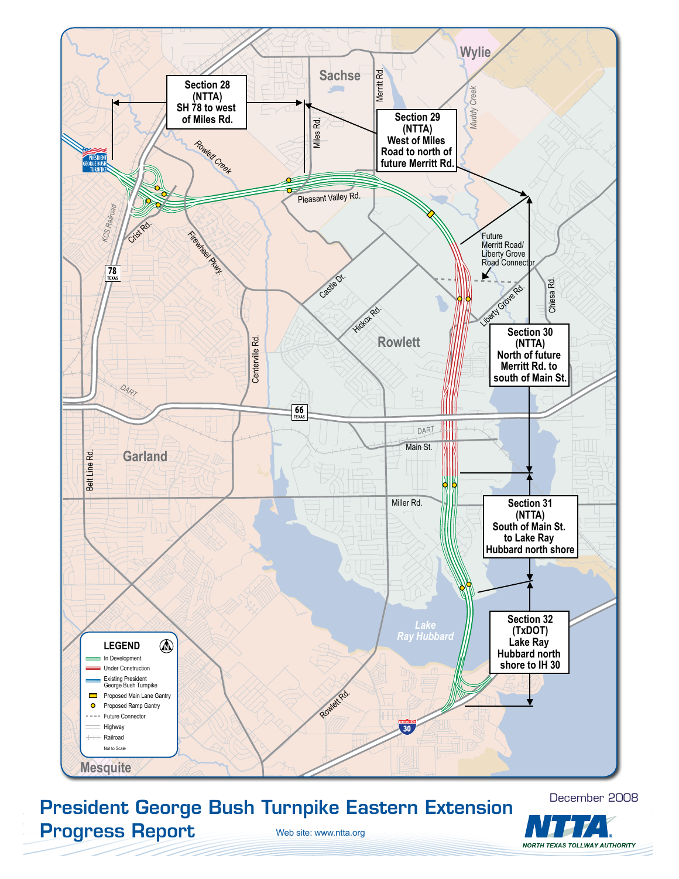Section 28
(NTTA)
SH 78 to west
of Miles Rd.

Section 29
(NTTA)
West of Miles
Road to north of
future Merritt Rd.

Section 30
(NTTA)
North of future
Merritt Rd. to
south of Main St.

Section 31
(NTTA)
South of Main St.
to Lake Ray
Hubbard north shore

Section 32
(TxDOT)
Lake Ray
Hubbard north
shore to IH 30

Future
Merritt Road/
Liberty Grove
Road Connector

Wylie
Sachse
Rowlett
Garland
Mesquite
Lake
Ray Hubbard

Merritt Rd.
Miles Rd.
Muddy Creek
Rowlett Creek
Pleasant Valley Rd.
KCS Railroad
Crist Rd.
Firewheel Pkwy.
Castle Dr.
Hickox Rd.
Liberty Grove Rd.
Chiesa Rd.
Centerville Rd.
DART
Main St.
Miller Rd.
Belt Line Rd.
Rowlett Rd.
78 TEXAS
66 TEXAS
30
PRESIDENT GEORGE BUSH TURNPIKE

**LEGEND**

- In Development
- Under Construction
- Existing President George Bush Turnpike
- Proposed Main Lane Gantry
- Proposed Ramp Gantry
- Future Connector
- Highway
- Railroad

Not to Scale

December 2008

# President George Bush Turnpike Eastern Extension Progress Report

Web site: www.ntta.org

NTTA
NORTH TEXAS TOLLWAY AUTHORITY